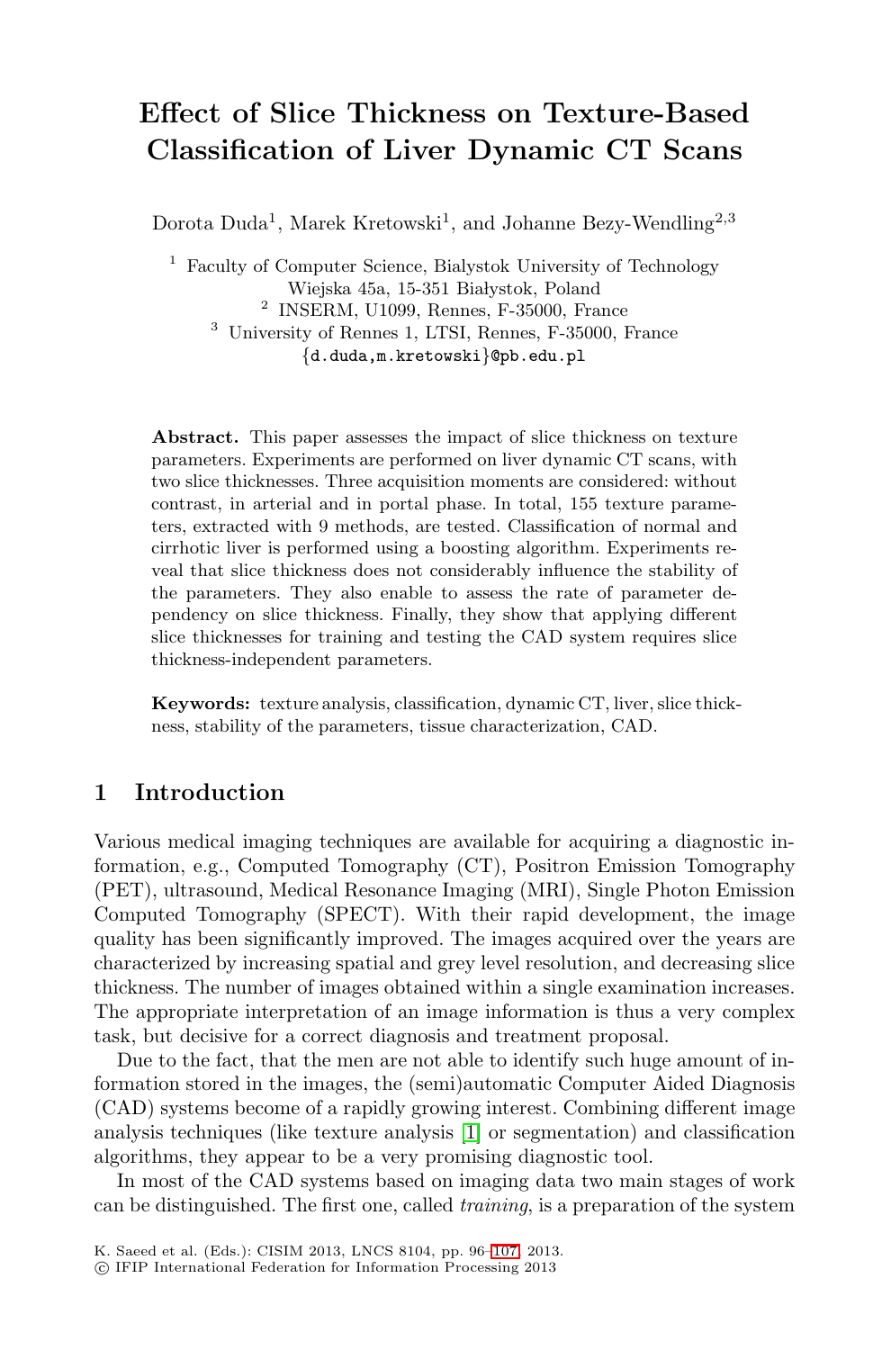# Effect of Slice Thickness on Texture-Based Classification of Liver Dynamic CT Scans

Dorota Duda[1], Marek Kretowski[1], and Johanne Bezy-Wendling[2,3]

[1] Faculty of Computer Science, Bialystok University of Technology
Wiejska 45a, 15-351 Białystok, Poland
[2] INSERM, U1099, Rennes, F-35000, France
[3] University of Rennes 1, LTSI, Rennes, F-35000, France
{d.duda,m.kretowski}@pb.edu.pl

**Abstract.** This paper assesses the impact of slice thickness on texture parameters. Experiments are performed on liver dynamic CT scans, with two slice thicknesses. Three acquisition moments are considered: without contrast, in arterial and in portal phase. In total, 155 texture parameters, extracted with 9 methods, are tested. Classification of normal and cirrhotic liver is performed using a boosting algorithm. Experiments reveal that slice thickness does not considerably influence the stability of the parameters. They also enable to assess the rate of parameter dependency on slice thickness. Finally, they show that applying different slice thicknesses for training and testing the CAD system requires slice thickness-independent parameters.

**Keywords:** texture analysis, classification, dynamic CT, liver, slice thickness, stability of the parameters, tissue characterization, CAD.

## 1 Introduction

Various medical imaging techniques are available for acquiring a diagnostic information, e.g., Computed Tomography (CT), Positron Emission Tomography (PET), ultrasound, Medical Resonance Imaging (MRI), Single Photon Emission Computed Tomography (SPECT). With their rapid development, the image quality has been significantly improved. The images acquired over the years are characterized by increasing spatial and grey level resolution, and decreasing slice thickness. The number of images obtained within a single examination increases. The appropriate interpretation of an image information is thus a very complex task, but decisive for a correct diagnosis and treatment proposal.

Due to the fact, that the men are not able to identify such huge amount of information stored in the images, the (semi)automatic Computer Aided Diagnosis (CAD) systems become of a rapidly growing interest. Combining different image analysis techniques (like texture analysis [1] or segmentation) and classification algorithms, they appear to be a very promising diagnostic tool.

In most of the CAD systems based on imaging data two main stages of work can be distinguished. The first one, called *training*, is a preparation of the system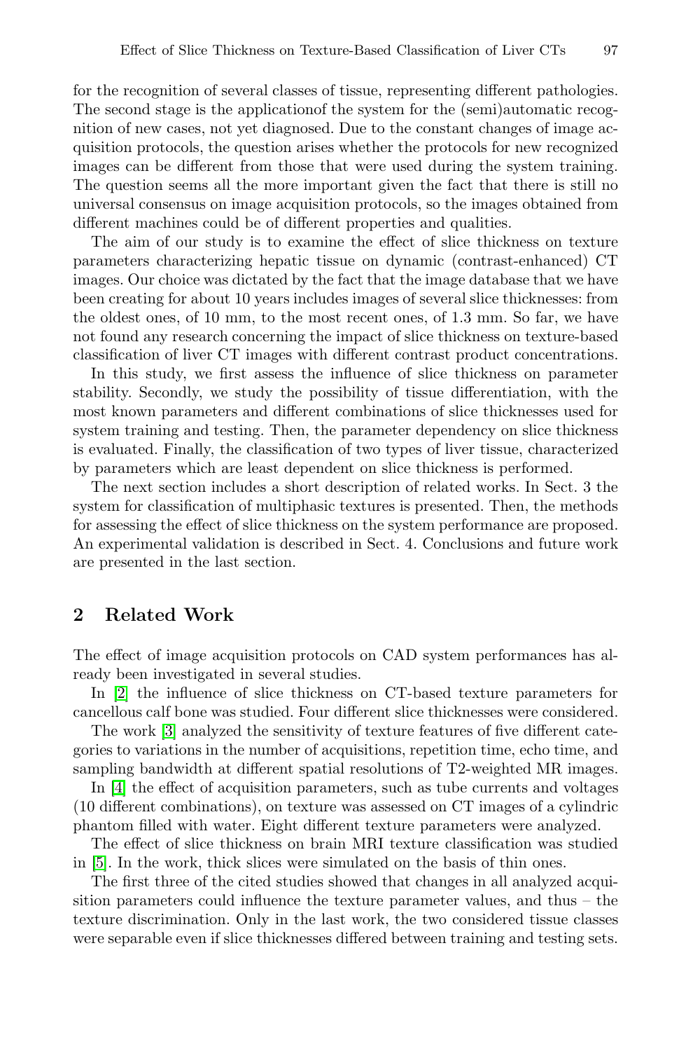for the recognition of several classes of tissue, representing different pathologies. The second stage is the applicationof the system for the (semi)automatic recognition of new cases, not yet diagnosed. Due to the constant changes of image acquisition protocols, the question arises whether the protocols for new recognized images can be different from those that were used during the system training. The question seems all the more important given the fact that there is still no universal consensus on image acquisition protocols, so the images obtained from different machines could be of different properties and qualities.

The aim of our study is to examine the effect of slice thickness on texture parameters characterizing hepatic tissue on dynamic (contrast-enhanced) CT images. Our choice was dictated by the fact that the image database that we have been creating for about 10 years includes images of several slice thicknesses: from the oldest ones, of 10 mm, to the most recent ones, of 1.3 mm. So far, we have not found any research concerning the impact of slice thickness on texture-based classification of liver CT images with different contrast product concentrations.

In this study, we first assess the influence of slice thickness on parameter stability. Secondly, we study the possibility of tissue differentiation, with the most known parameters and different combinations of slice thicknesses used for system training and testing. Then, the parameter dependency on slice thickness is evaluated. Finally, the classification of two types of liver tissue, characterized by parameters which are least dependent on slice thickness is performed.

The next section includes a short description of related works. In Sect. 3 the system for classification of multiphasic textures is presented. Then, the methods for assessing the effect of slice thickness on the system performance are proposed. An experimental validation is described in Sect. 4. Conclusions and future work are presented in the last section.

## 2 Related Work

The effect of image acquisition protocols on CAD system performances has already been investigated in several studies.

In [2] the influence of slice thickness on CT-based texture parameters for cancellous calf bone was studied. Four different slice thicknesses were considered.

The work [3] analyzed the sensitivity of texture features of five different categories to variations in the number of acquisitions, repetition time, echo time, and sampling bandwidth at different spatial resolutions of T2-weighted MR images.

In [4] the effect of acquisition parameters, such as tube currents and voltages (10 different combinations), on texture was assessed on CT images of a cylindric phantom filled with water. Eight different texture parameters were analyzed.

The effect of slice thickness on brain MRI texture classification was studied in [5]. In the work, thick slices were simulated on the basis of thin ones.

The first three of the cited studies showed that changes in all analyzed acquisition parameters could influence the texture parameter values, and thus – the texture discrimination. Only in the last work, the two considered tissue classes were separable even if slice thicknesses differed between training and testing sets.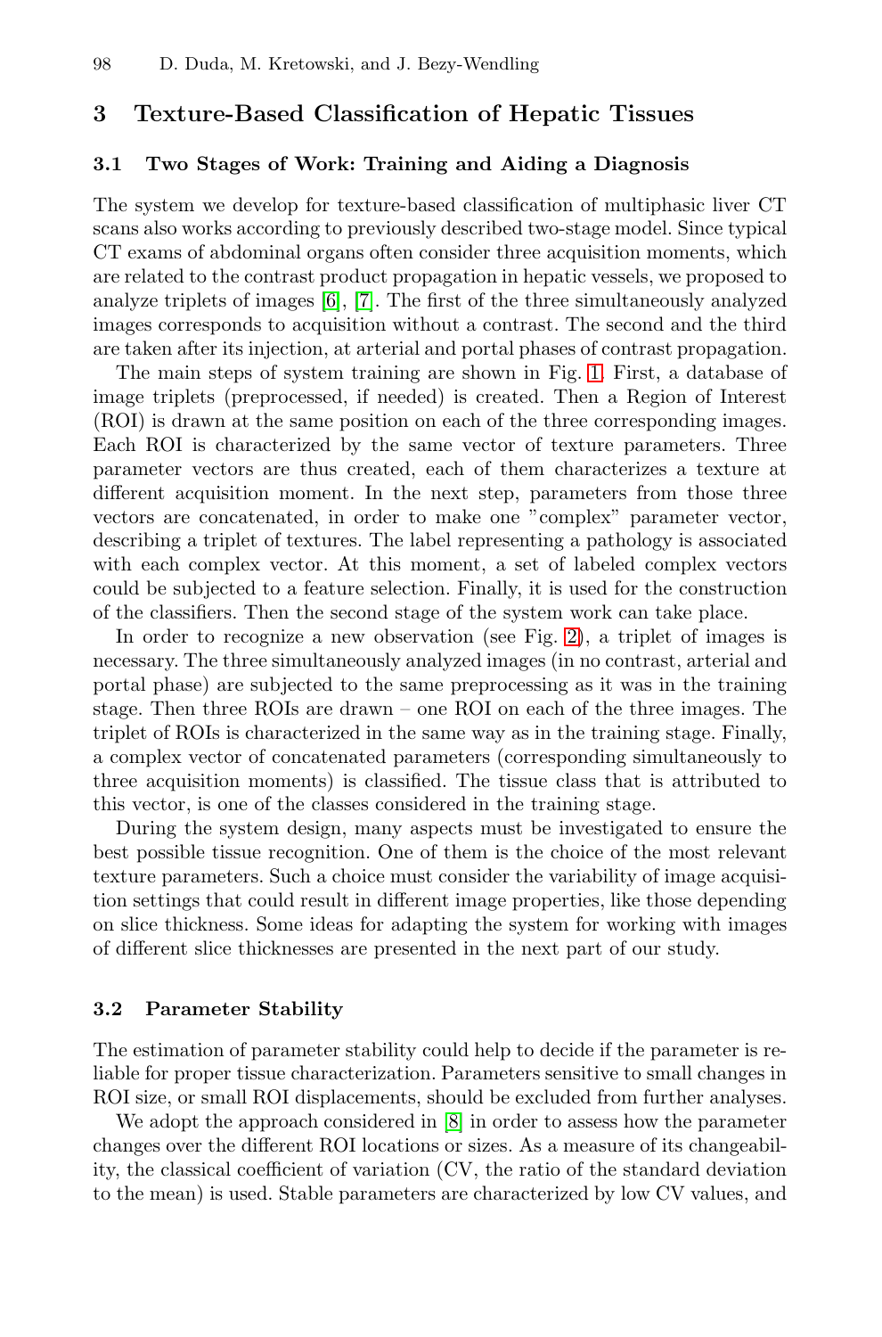## 3 Texture-Based Classification of Hepatic Tissues

### 3.1 Two Stages of Work: Training and Aiding a Diagnosis

The system we develop for texture-based classification of multiphasic liver CT scans also works according to previously described two-stage model. Since typical CT exams of abdominal organs often consider three acquisition moments, which are related to the contrast product propagation in hepatic vessels, we proposed to analyze triplets of images [6], [7]. The first of the three simultaneously analyzed images corresponds to acquisition without a contrast. The second and the third are taken after its injection, at arterial and portal phases of contrast propagation.

The main steps of system training are shown in Fig. 1. First, a database of image triplets (preprocessed, if needed) is created. Then a Region of Interest (ROI) is drawn at the same position on each of the three corresponding images. Each ROI is characterized by the same vector of texture parameters. Three parameter vectors are thus created, each of them characterizes a texture at different acquisition moment. In the next step, parameters from those three vectors are concatenated, in order to make one "complex" parameter vector, describing a triplet of textures. The label representing a pathology is associated with each complex vector. At this moment, a set of labeled complex vectors could be subjected to a feature selection. Finally, it is used for the construction of the classifiers. Then the second stage of the system work can take place.

In order to recognize a new observation (see Fig. 2), a triplet of images is necessary. The three simultaneously analyzed images (in no contrast, arterial and portal phase) are subjected to the same preprocessing as it was in the training stage. Then three ROIs are drawn – one ROI on each of the three images. The triplet of ROIs is characterized in the same way as in the training stage. Finally, a complex vector of concatenated parameters (corresponding simultaneously to three acquisition moments) is classified. The tissue class that is attributed to this vector, is one of the classes considered in the training stage.

During the system design, many aspects must be investigated to ensure the best possible tissue recognition. One of them is the choice of the most relevant texture parameters. Such a choice must consider the variability of image acquisition settings that could result in different image properties, like those depending on slice thickness. Some ideas for adapting the system for working with images of different slice thicknesses are presented in the next part of our study.

### 3.2 Parameter Stability

The estimation of parameter stability could help to decide if the parameter is reliable for proper tissue characterization. Parameters sensitive to small changes in ROI size, or small ROI displacements, should be excluded from further analyses.

We adopt the approach considered in [8] in order to assess how the parameter changes over the different ROI locations or sizes. As a measure of its changeability, the classical coefficient of variation (CV, the ratio of the standard deviation to the mean) is used. Stable parameters are characterized by low CV values, and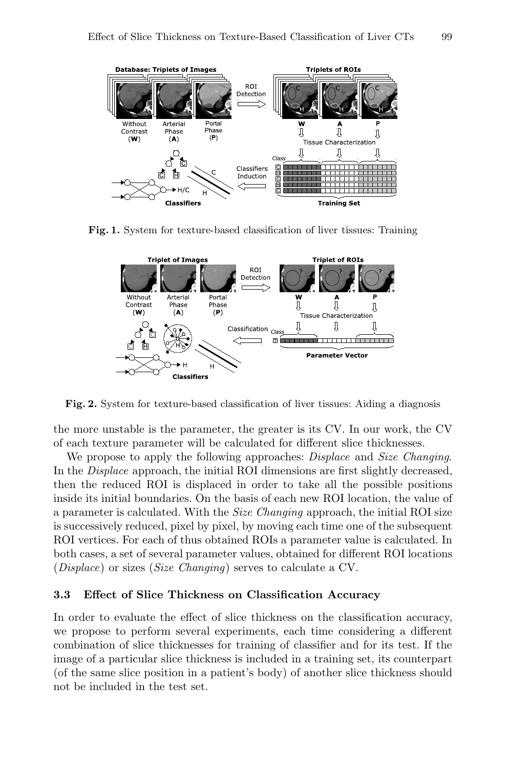Fig. 1. System for texture-based classification of liver tissues: Training

Fig. 2. System for texture-based classification of liver tissues: Aiding a diagnosis

the more unstable is the parameter, the greater is its CV. In our work, the CV of each texture parameter will be calculated for different slice thicknesses.

We propose to apply the following approaches: *Displace* and *Size Changing*. In the *Displace* approach, the initial ROI dimensions are first slightly decreased, then the reduced ROI is displaced in order to take all the possible positions inside its initial boundaries. On the basis of each new ROI location, the value of a parameter is calculated. With the *Size Changing* approach, the initial ROI size is successively reduced, pixel by pixel, by moving each time one of the subsequent ROI vertices. For each of thus obtained ROIs a parameter value is calculated. In both cases, a set of several parameter values, obtained for different ROI locations (*Displace*) or sizes (*Size Changing*) serves to calculate a CV.

### 3.3 Effect of Slice Thickness on Classification Accuracy

In order to evaluate the effect of slice thickness on the classification accuracy, we propose to perform several experiments, each time considering a different combination of slice thicknesses for training of classifier and for its test. If the image of a particular slice thickness is included in a training set, its counterpart (of the same slice position in a patient's body) of another slice thickness should not be included in the test set.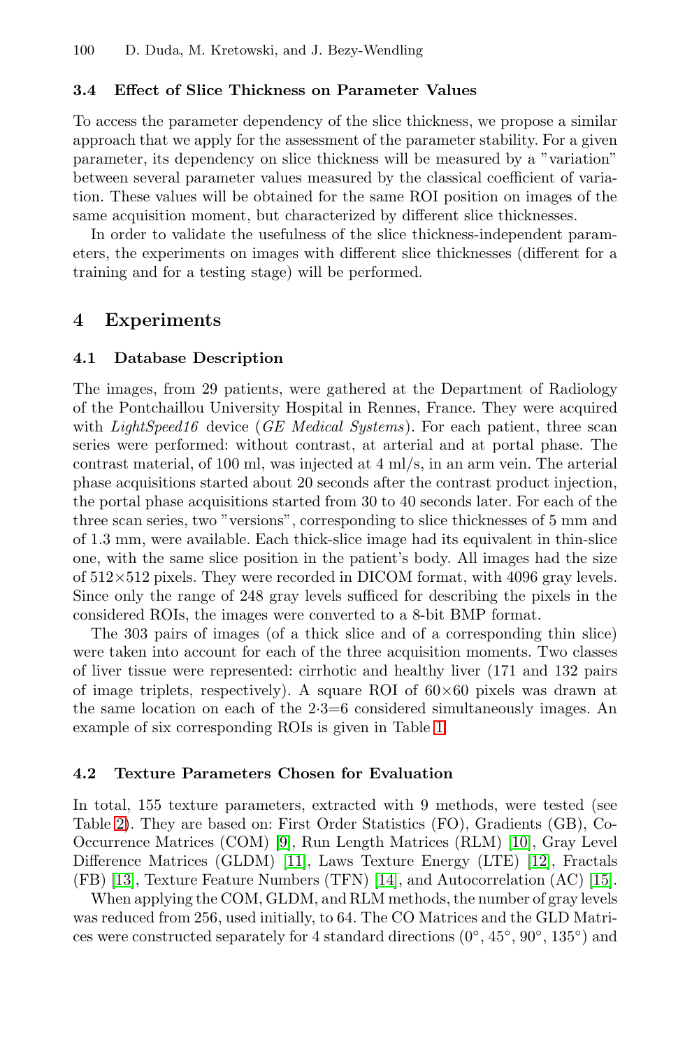### 3.4 Effect of Slice Thickness on Parameter Values

To access the parameter dependency of the slice thickness, we propose a similar approach that we apply for the assessment of the parameter stability. For a given parameter, its dependency on slice thickness will be measured by a "variation" between several parameter values measured by the classical coefficient of variation. These values will be obtained for the same ROI position on images of the same acquisition moment, but characterized by different slice thicknesses.

In order to validate the usefulness of the slice thickness-independent parameters, the experiments on images with different slice thicknesses (different for a training and for a testing stage) will be performed.

## 4 Experiments

### 4.1 Database Description

The images, from 29 patients, were gathered at the Department of Radiology of the Pontchaillou University Hospital in Rennes, France. They were acquired with *LightSpeed16* device (*GE Medical Systems*). For each patient, three scan series were performed: without contrast, at arterial and at portal phase. The contrast material, of 100 ml, was injected at 4 ml/s, in an arm vein. The arterial phase acquisitions started about 20 seconds after the contrast product injection, the portal phase acquisitions started from 30 to 40 seconds later. For each of the three scan series, two "versions", corresponding to slice thicknesses of 5 mm and of 1.3 mm, were available. Each thick-slice image had its equivalent in thin-slice one, with the same slice position in the patient's body. All images had the size of $512 \times 512$ pixels. They were recorded in DICOM format, with 4096 gray levels. Since only the range of 248 gray levels sufficed for describing the pixels in the considered ROIs, the images were converted to a 8-bit BMP format.

The 303 pairs of images (of a thick slice and of a corresponding thin slice) were taken into account for each of the three acquisition moments. Two classes of liver tissue were represented: cirrhotic and healthy liver (171 and 132 pairs of image triplets, respectively). A square ROI of $60 \times 60$ pixels was drawn at the same location on each of the $2 \cdot 3 = 6$ considered simultaneously images. An example of six corresponding ROIs is given in Table 1.

### 4.2 Texture Parameters Chosen for Evaluation

In total, 155 texture parameters, extracted with 9 methods, were tested (see Table 2). They are based on: First Order Statistics (FO), Gradients (GB), Co-Occurrence Matrices (COM) [9], Run Length Matrices (RLM) [10], Gray Level Difference Matrices (GLDM) [11], Laws Texture Energy (LTE) [12], Fractals (FB) [13], Texture Feature Numbers (TFN) [14], and Autocorrelation (AC) [15].

When applying the COM, GLDM, and RLM methods, the number of gray levels was reduced from 256, used initially, to 64. The CO Matrices and the GLD Matrices were constructed separately for 4 standard directions (0°, 45°, 90°, 135°) and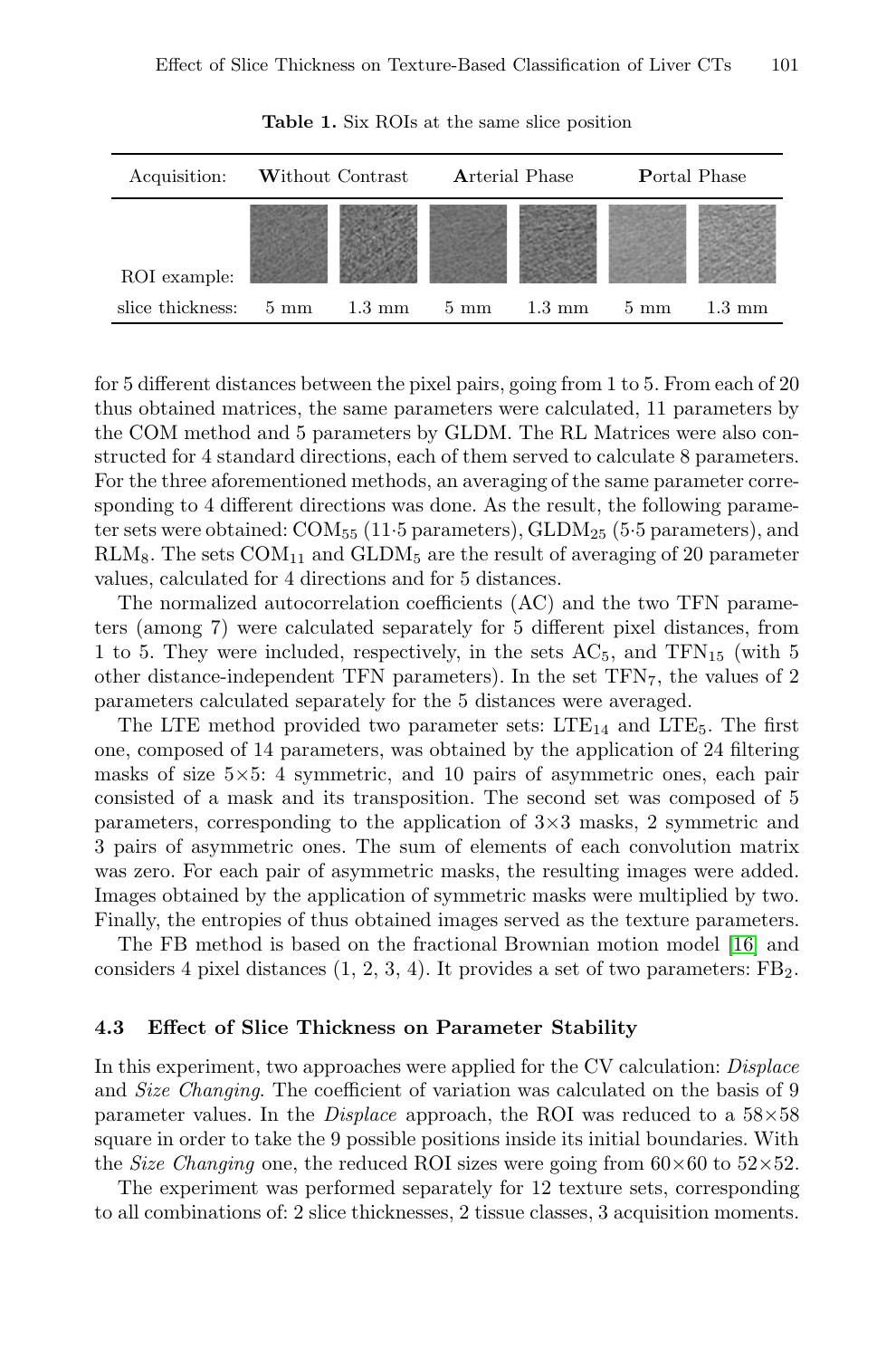**Table 1.** Six ROIs at the same slice position

| Acquisition: | **W**ithout Contrast | | **A**rterial Phase | | **P**ortal Phase | |
|---|---|---|---|---|---|---|
| ROI example: | | | | | | |
| slice thickness: | 5 mm | 1.3 mm | 5 mm | 1.3 mm | 5 mm | 1.3 mm |

for 5 different distances between the pixel pairs, going from 1 to 5. From each of 20 thus obtained matrices, the same parameters were calculated, 11 parameters by the COM method and 5 parameters by GLDM. The RL Matrices were also constructed for 4 standard directions, each of them served to calculate 8 parameters. For the three aforementioned methods, an averaging of the same parameter corresponding to 4 different directions was done. As the result, the following parameter sets were obtained: $\text{COM}_{55}$ (11·5 parameters), $\text{GLDM}_{25}$ (5·5 parameters), and $\text{RLM}_8$. The sets $\text{COM}_{11}$ and $\text{GLDM}_5$ are the result of averaging of 20 parameter values, calculated for 4 directions and for 5 distances.

The normalized autocorrelation coefficients (AC) and the two TFN parameters (among 7) were calculated separately for 5 different pixel distances, from 1 to 5. They were included, respectively, in the sets $\text{AC}_5$, and $\text{TFN}_{15}$ (with 5 other distance-independent TFN parameters). In the set $\text{TFN}_7$, the values of 2 parameters calculated separately for the 5 distances were averaged.

The LTE method provided two parameter sets: $\text{LTE}_{14}$ and $\text{LTE}_5$. The first one, composed of 14 parameters, was obtained by the application of 24 filtering masks of size 5×5: 4 symmetric, and 10 pairs of asymmetric ones, each pair consisted of a mask and its transposition. The second set was composed of 5 parameters, corresponding to the application of 3×3 masks, 2 symmetric and 3 pairs of asymmetric ones. The sum of elements of each convolution matrix was zero. For each pair of asymmetric masks, the resulting images were added. Images obtained by the application of symmetric masks were multiplied by two. Finally, the entropies of thus obtained images served as the texture parameters.

The FB method is based on the fractional Brownian motion model [16] and considers 4 pixel distances (1, 2, 3, 4). It provides a set of two parameters: $\text{FB}_2$.

### 4.3 Effect of Slice Thickness on Parameter Stability

In this experiment, two approaches were applied for the CV calculation: *Displace* and *Size Changing*. The coefficient of variation was calculated on the basis of 9 parameter values. In the *Displace* approach, the ROI was reduced to a 58×58 square in order to take the 9 possible positions inside its initial boundaries. With the *Size Changing* one, the reduced ROI sizes were going from 60×60 to 52×52.

The experiment was performed separately for 12 texture sets, corresponding to all combinations of: 2 slice thicknesses, 2 tissue classes, 3 acquisition moments.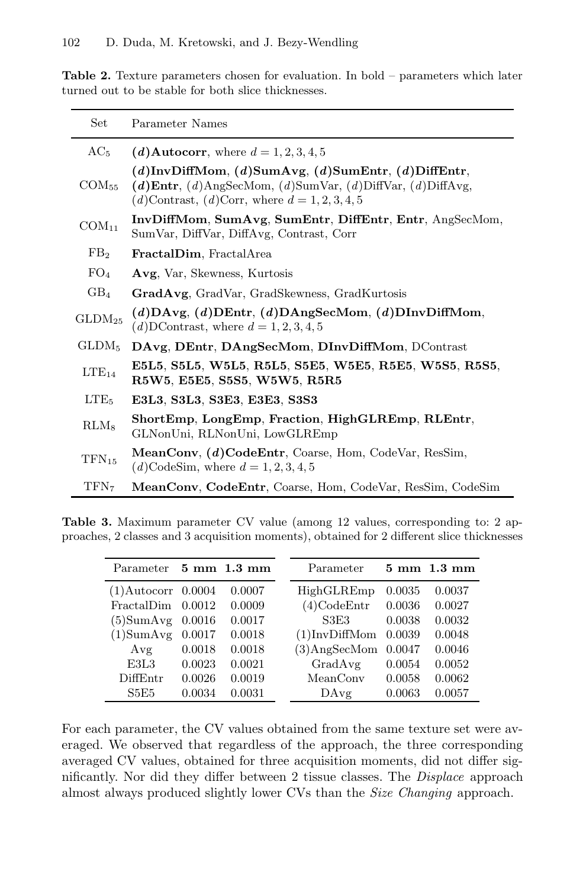**Table 2.** Texture parameters chosen for evaluation. In bold – parameters which later turned out to be stable for both slice thicknesses.

| Set | Parameter Names |
|---|---|
| $AC_5$ | ***(d)*Autocorr**, where $d = 1, 2, 3, 4, 5$ |
| $COM_{55}$ | ***(d)*InvDiffMom**, ***(d)*SumAvg**, ***(d)*SumEntr**, ***(d)*DiffEntr**, ***(d)*Entr**, (*d*)AngSecMom, (*d*)SumVar, (*d*)DiffVar, (*d*)DiffAvg, (*d*)Contrast, (*d*)Corr, where $d = 1, 2, 3, 4, 5$ |
| $COM_{11}$ | **InvDiffMom**, **SumAvg**, **SumEntr**, **DiffEntr**, **Entr**, AngSecMom, SumVar, DiffVar, DiffAvg, Contrast, Corr |
| $FB_2$ | **FractalDim**, FractalArea |
| $FO_4$ | **Avg**, Var, Skewness, Kurtosis |
| $GB_4$ | **GradAvg**, GradVar, GradSkewness, GradKurtosis |
| $GLDM_{25}$ | ***(d)*DAvg**, ***(d)*DEntr**, ***(d)*DAngSecMom**, ***(d)*DInvDiffMom**, (*d*)DContrast, where $d = 1, 2, 3, 4, 5$ |
| $GLDM_5$ | **DAvg**, **DEntr**, **DAngSecMom**, **DInvDiffMom**, DContrast |
| $LTE_{14}$ | **E5L5**, **S5L5**, **W5L5**, **R5L5**, **S5E5**, **W5E5**, **R5E5**, **W5S5**, **R5S5**, **R5W5**, **E5E5**, **S5S5**, **W5W5**, **R5R5** |
| $LTE_5$ | **E3L3**, **S3L3**, **S3E3**, **E3E3**, **S3S3** |
| $RLM_8$ | **ShortEmp**, **LongEmp**, **Fraction**, **HighGLREmp**, **RLEntr**, GLNonUni, RLNonUni, LowGLREmp |
| $TFN_{15}$ | **MeanConv**, ***(d)*CodeEntr**, Coarse, Hom, CodeVar, ResSim, (*d*)CodeSim, where $d = 1, 2, 3, 4, 5$ |
| $TFN_7$ | **MeanConv**, **CodeEntr**, Coarse, Hom, CodeVar, ResSim, CodeSim |

**Table 3.** Maximum parameter CV value (among 12 values, corresponding to: 2 approaches, 2 classes and 3 acquisition moments), obtained for 2 different slice thicknesses

| Parameter | **5 mm** | **1.3 mm** | Parameter | **5 mm** | **1.3 mm** |
|---|---|---|---|---|---|
| (1)Autocorr | 0.0004 | 0.0007 | HighGLREmp | 0.0035 | 0.0037 |
| FractalDim | 0.0012 | 0.0009 | (4)CodeEntr | 0.0036 | 0.0027 |
| (5)SumAvg | 0.0016 | 0.0017 | S3E3 | 0.0038 | 0.0032 |
| (1)SumAvg | 0.0017 | 0.0018 | (1)InvDiffMom | 0.0039 | 0.0048 |
| Avg | 0.0018 | 0.0018 | (3)AngSecMom | 0.0047 | 0.0046 |
| E3L3 | 0.0023 | 0.0021 | GradAvg | 0.0054 | 0.0052 |
| DiffEntr | 0.0026 | 0.0019 | MeanConv | 0.0058 | 0.0062 |
| S5E5 | 0.0034 | 0.0031 | DAvg | 0.0063 | 0.0057 |

For each parameter, the CV values obtained from the same texture set were averaged. We observed that regardless of the approach, the three corresponding averaged CV values, obtained for three acquisition moments, did not differ significantly. Nor did they differ between 2 tissue classes. The *Displace* approach almost always produced slightly lower CVs than the *Size Changing* approach.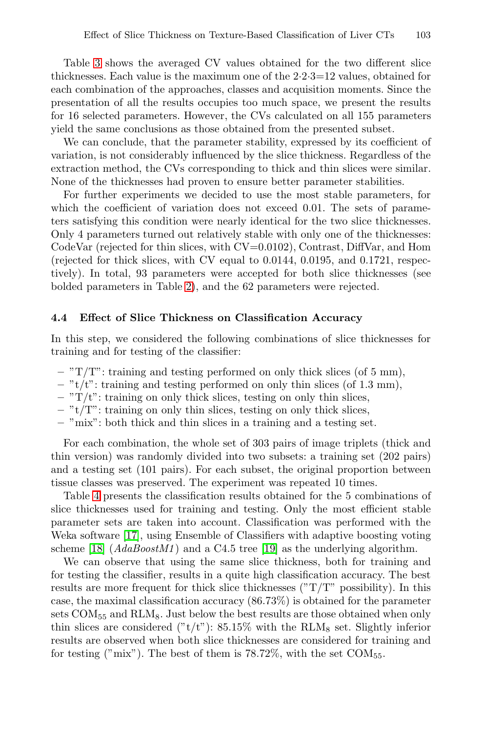Table 3 shows the averaged CV values obtained for the two different slice thicknesses. Each value is the maximum one of the $2 \cdot 2 \cdot 3 = 12$ values, obtained for each combination of the approaches, classes and acquisition moments. Since the presentation of all the results occupies too much space, we present the results for 16 selected parameters. However, the CVs calculated on all 155 parameters yield the same conclusions as those obtained from the presented subset.

We can conclude, that the parameter stability, expressed by its coefficient of variation, is not considerably influenced by the slice thickness. Regardless of the extraction method, the CVs corresponding to thick and thin slices were similar. None of the thicknesses had proven to ensure better parameter stabilities.

For further experiments we decided to use the most stable parameters, for which the coefficient of variation does not exceed 0.01. The sets of parameters satisfying this condition were nearly identical for the two slice thicknesses. Only 4 parameters turned out relatively stable with only one of the thicknesses: CodeVar (rejected for thin slices, with CV=0.0102), Contrast, DiffVar, and Hom (rejected for thick slices, with CV equal to 0.0144, 0.0195, and 0.1721, respectively). In total, 93 parameters were accepted for both slice thicknesses (see bolded parameters in Table 2), and the 62 parameters were rejected.

### 4.4 Effect of Slice Thickness on Classification Accuracy

In this step, we considered the following combinations of slice thicknesses for training and for testing of the classifier:

- "T/T": training and testing performed on only thick slices (of 5 mm),
- "t/t": training and testing performed on only thin slices (of 1.3 mm),
- "T/t": training on only thick slices, testing on only thin slices,
- "t/T": training on only thin slices, testing on only thick slices,
- "mix": both thick and thin slices in a training and a testing set.

For each combination, the whole set of 303 pairs of image triplets (thick and thin version) was randomly divided into two subsets: a training set (202 pairs) and a testing set (101 pairs). For each subset, the original proportion between tissue classes was preserved. The experiment was repeated 10 times.

Table 4 presents the classification results obtained for the 5 combinations of slice thicknesses used for training and testing. Only the most efficient stable parameter sets are taken into account. Classification was performed with the Weka software [17], using Ensemble of Classifiers with adaptive boosting voting scheme [18] (*AdaBoostM1*) and a C4.5 tree [19] as the underlying algorithm.

We can observe that using the same slice thickness, both for training and for testing the classifier, results in a quite high classification accuracy. The best results are more frequent for thick slice thicknesses ("T/T" possibility). In this case, the maximal classification accuracy (86.73%) is obtained for the parameter sets $COM_{55}$ and $RLM_8$. Just below the best results are those obtained when only thin slices are considered ("t/t"): 85.15% with the $RLM_8$ set. Slightly inferior results are observed when both slice thicknesses are considered for training and for testing ("mix"). The best of them is 78.72%, with the set $COM_{55}$.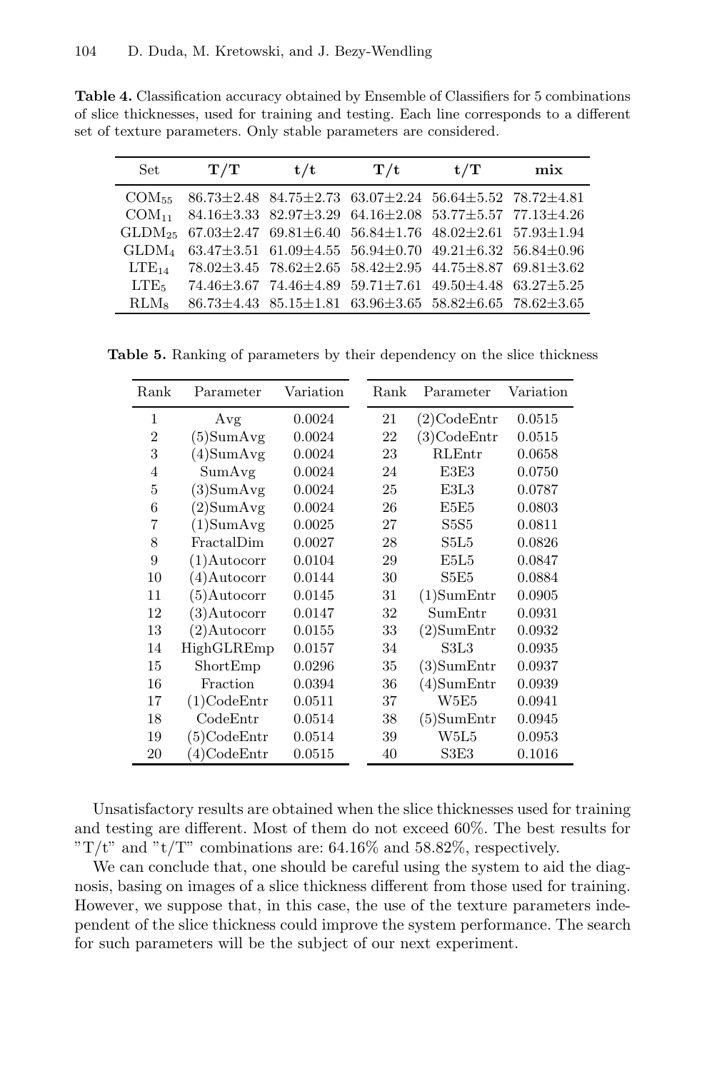**Table 4.** Classification accuracy obtained by Ensemble of Classifiers for 5 combinations of slice thicknesses, used for training and testing. Each line corresponds to a different set of texture parameters. Only stable parameters are considered.

| Set | **T/T** | **t/t** | **T/t** | **t/T** | **mix** |
|---|---|---|---|---|---|
| $COM_{55}$ | 86.73±2.48 | 84.75±2.73 | 63.07±2.24 | 56.64±5.52 | 78.72±4.81 |
| $COM_{11}$ | 84.16±3.33 | 82.97±3.29 | 64.16±2.08 | 53.77±5.57 | 77.13±4.26 |
| $GLDM_{25}$ | 67.03±2.47 | 69.81±6.40 | 56.84±1.76 | 48.02±2.61 | 57.93±1.94 |
| $GLDM_4$ | 63.47±3.51 | 61.09±4.55 | 56.94±0.70 | 49.21±6.32 | 56.84±0.96 |
| $LTE_{14}$ | 78.02±3.45 | 78.62±2.65 | 58.42±2.95 | 44.75±8.87 | 69.81±3.62 |
| $LTE_5$ | 74.46±3.67 | 74.46±4.89 | 59.71±7.61 | 49.50±4.48 | 63.27±5.25 |
| $RLM_8$ | 86.73±4.43 | 85.15±1.81 | 63.96±3.65 | 58.82±6.65 | 78.62±3.65 |

**Table 5.** Ranking of parameters by their dependency on the slice thickness

| Rank | Parameter | Variation | Rank | Parameter | Variation |
|---|---|---|---|---|---|
| 1 | Avg | 0.0024 | 21 | (2)CodeEntr | 0.0515 |
| 2 | (5)SumAvg | 0.0024 | 22 | (3)CodeEntr | 0.0515 |
| 3 | (4)SumAvg | 0.0024 | 23 | RLEntr | 0.0658 |
| 4 | SumAvg | 0.0024 | 24 | E3E3 | 0.0750 |
| 5 | (3)SumAvg | 0.0024 | 25 | E3L3 | 0.0787 |
| 6 | (2)SumAvg | 0.0024 | 26 | E5E5 | 0.0803 |
| 7 | (1)SumAvg | 0.0025 | 27 | S5S5 | 0.0811 |
| 8 | FractalDim | 0.0027 | 28 | S5L5 | 0.0826 |
| 9 | (1)Autocorr | 0.0104 | 29 | E5L5 | 0.0847 |
| 10 | (4)Autocorr | 0.0144 | 30 | S5E5 | 0.0884 |
| 11 | (5)Autocorr | 0.0145 | 31 | (1)SumEntr | 0.0905 |
| 12 | (3)Autocorr | 0.0147 | 32 | SumEntr | 0.0931 |
| 13 | (2)Autocorr | 0.0155 | 33 | (2)SumEntr | 0.0932 |
| 14 | HighGLREmp | 0.0157 | 34 | S3L3 | 0.0935 |
| 15 | ShortEmp | 0.0296 | 35 | (3)SumEntr | 0.0937 |
| 16 | Fraction | 0.0394 | 36 | (4)SumEntr | 0.0939 |
| 17 | (1)CodeEntr | 0.0511 | 37 | W5E5 | 0.0941 |
| 18 | CodeEntr | 0.0514 | 38 | (5)SumEntr | 0.0945 |
| 19 | (5)CodeEntr | 0.0514 | 39 | W5L5 | 0.0953 |
| 20 | (4)CodeEntr | 0.0515 | 40 | S3E3 | 0.1016 |

Unsatisfactory results are obtained when the slice thicknesses used for training and testing are different. Most of them do not exceed 60%. The best results for "T/t" and "t/T" combinations are: 64.16% and 58.82%, respectively.

We can conclude that, one should be careful using the system to aid the diagnosis, basing on images of a slice thickness different from those used for training. However, we suppose that, in this case, the use of the texture parameters independent of the slice thickness could improve the system performance. The search for such parameters will be the subject of our next experiment.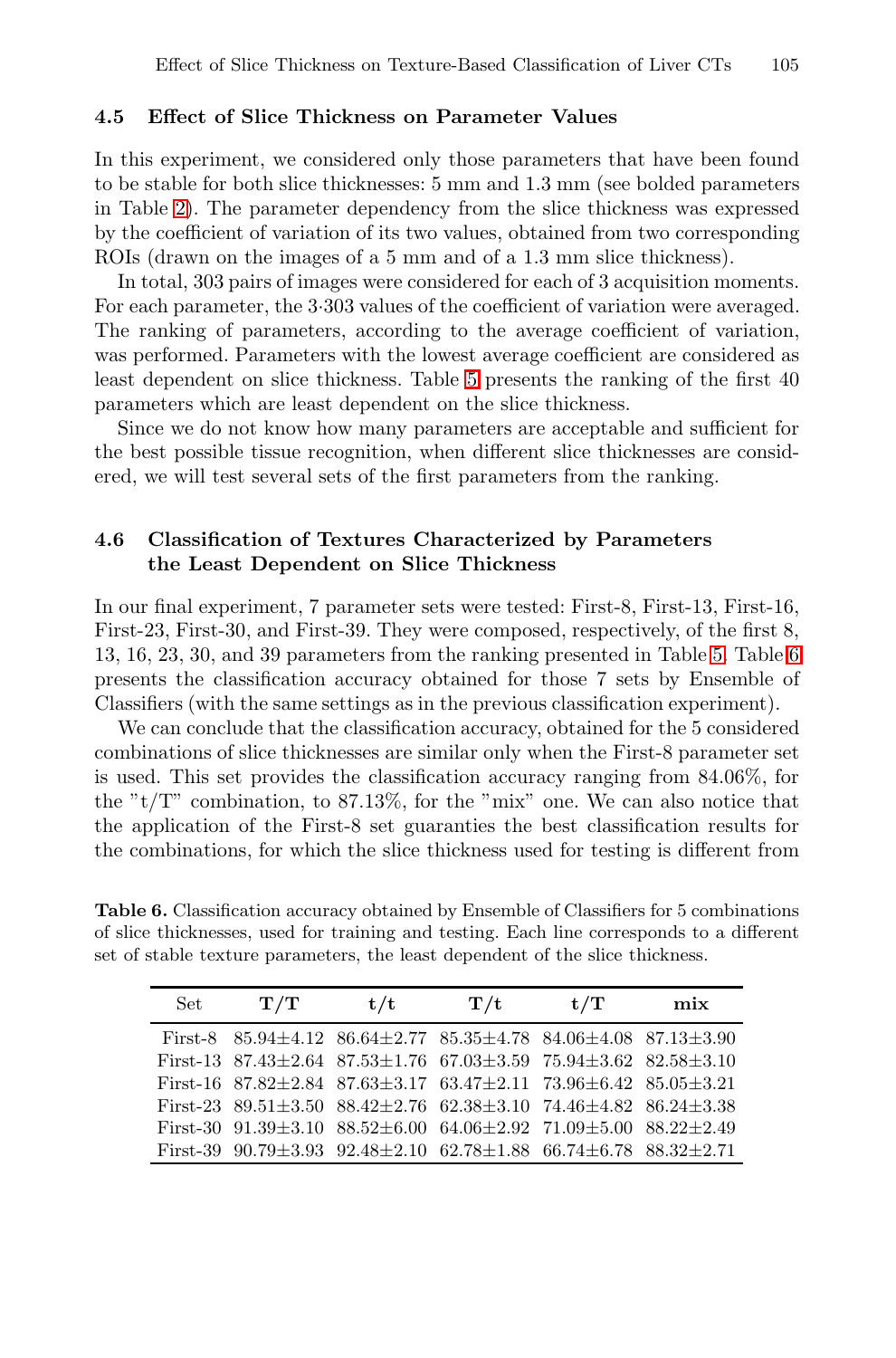### 4.5 Effect of Slice Thickness on Parameter Values

In this experiment, we considered only those parameters that have been found to be stable for both slice thicknesses: 5 mm and 1.3 mm (see bolded parameters in Table 2). The parameter dependency from the slice thickness was expressed by the coefficient of variation of its two values, obtained from two corresponding ROIs (drawn on the images of a 5 mm and of a 1.3 mm slice thickness).

In total, 303 pairs of images were considered for each of 3 acquisition moments. For each parameter, the 3·303 values of the coefficient of variation were averaged. The ranking of parameters, according to the average coefficient of variation, was performed. Parameters with the lowest average coefficient are considered as least dependent on slice thickness. Table 5 presents the ranking of the first 40 parameters which are least dependent on the slice thickness.

Since we do not know how many parameters are acceptable and sufficient for the best possible tissue recognition, when different slice thicknesses are considered, we will test several sets of the first parameters from the ranking.

### 4.6 Classification of Textures Characterized by Parameters the Least Dependent on Slice Thickness

In our final experiment, 7 parameter sets were tested: First-8, First-13, First-16, First-23, First-30, and First-39. They were composed, respectively, of the first 8, 13, 16, 23, 30, and 39 parameters from the ranking presented in Table 5. Table 6 presents the classification accuracy obtained for those 7 sets by Ensemble of Classifiers (with the same settings as in the previous classification experiment).

We can conclude that the classification accuracy, obtained for the 5 considered combinations of slice thicknesses are similar only when the First-8 parameter set is used. This set provides the classification accuracy ranging from 84.06%, for the "t/T" combination, to 87.13%, for the "mix" one. We can also notice that the application of the First-8 set guaranties the best classification results for the combinations, for which the slice thickness used for testing is different from

**Table 6.** Classification accuracy obtained by Ensemble of Classifiers for 5 combinations of slice thicknesses, used for training and testing. Each line corresponds to a different set of stable texture parameters, the least dependent of the slice thickness.

| Set | **T/T** | **t/t** | **T/t** | **t/T** | **mix** |
|---|---|---|---|---|---|
| First-8 | 85.94±4.12 | 86.64±2.77 | 85.35±4.78 | 84.06±4.08 | 87.13±3.90 |
| First-13 | 87.43±2.64 | 87.53±1.76 | 67.03±3.59 | 75.94±3.62 | 82.58±3.10 |
| First-16 | 87.82±2.84 | 87.63±3.17 | 63.47±2.11 | 73.96±6.42 | 85.05±3.21 |
| First-23 | 89.51±3.50 | 88.42±2.76 | 62.38±3.10 | 74.46±4.82 | 86.24±3.38 |
| First-30 | 91.39±3.10 | 88.52±6.00 | 64.06±2.92 | 71.09±5.00 | 88.22±2.49 |
| First-39 | 90.79±3.93 | 92.48±2.10 | 62.78±1.88 | 66.74±6.78 | 88.32±2.71 |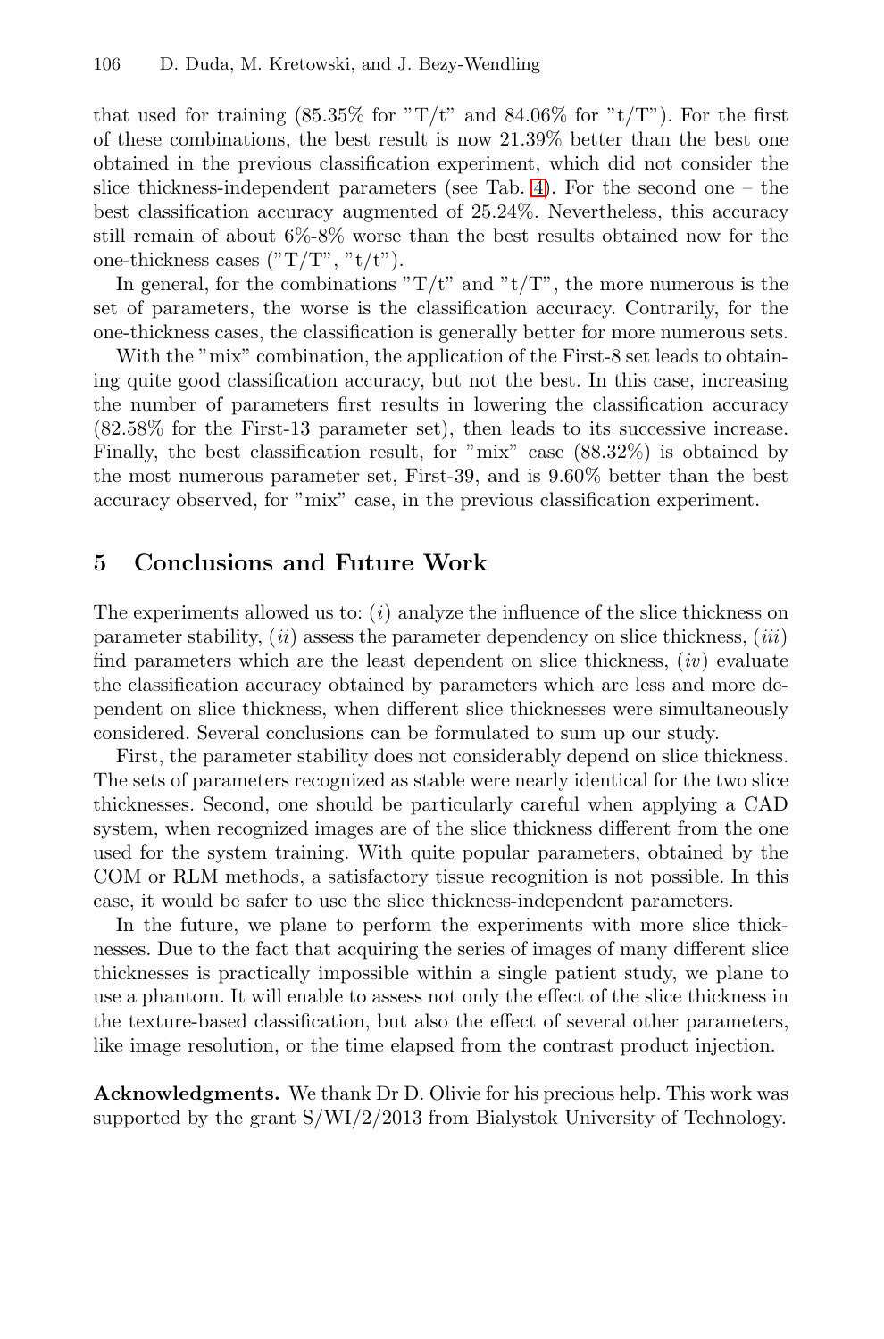that used for training (85.35% for "T/t" and 84.06% for "t/T"). For the first of these combinations, the best result is now 21.39% better than the best one obtained in the previous classification experiment, which did not consider the slice thickness-independent parameters (see Tab. 4). For the second one – the best classification accuracy augmented of 25.24%. Nevertheless, this accuracy still remain of about 6%-8% worse than the best results obtained now for the one-thickness cases ("T/T", "t/t").

In general, for the combinations "T/t" and "t/T", the more numerous is the set of parameters, the worse is the classification accuracy. Contrarily, for the one-thickness cases, the classification is generally better for more numerous sets.

With the "mix" combination, the application of the First-8 set leads to obtaining quite good classification accuracy, but not the best. In this case, increasing the number of parameters first results in lowering the classification accuracy (82.58% for the First-13 parameter set), then leads to its successive increase. Finally, the best classification result, for "mix" case (88.32%) is obtained by the most numerous parameter set, First-39, and is 9.60% better than the best accuracy observed, for "mix" case, in the previous classification experiment.

## 5 Conclusions and Future Work

The experiments allowed us to: (*i*) analyze the influence of the slice thickness on parameter stability, (*ii*) assess the parameter dependency on slice thickness, (*iii*) find parameters which are the least dependent on slice thickness, (*iv*) evaluate the classification accuracy obtained by parameters which are less and more dependent on slice thickness, when different slice thicknesses were simultaneously considered. Several conclusions can be formulated to sum up our study.

First, the parameter stability does not considerably depend on slice thickness. The sets of parameters recognized as stable were nearly identical for the two slice thicknesses. Second, one should be particularly careful when applying a CAD system, when recognized images are of the slice thickness different from the one used for the system training. With quite popular parameters, obtained by the COM or RLM methods, a satisfactory tissue recognition is not possible. In this case, it would be safer to use the slice thickness-independent parameters.

In the future, we plane to perform the experiments with more slice thicknesses. Due to the fact that acquiring the series of images of many different slice thicknesses is practically impossible within a single patient study, we plane to use a phantom. It will enable to assess not only the effect of the slice thickness in the texture-based classification, but also the effect of several other parameters, like image resolution, or the time elapsed from the contrast product injection.

**Acknowledgments.** We thank Dr D. Olivie for his precious help. This work was supported by the grant S/WI/2/2013 from Bialystok University of Technology.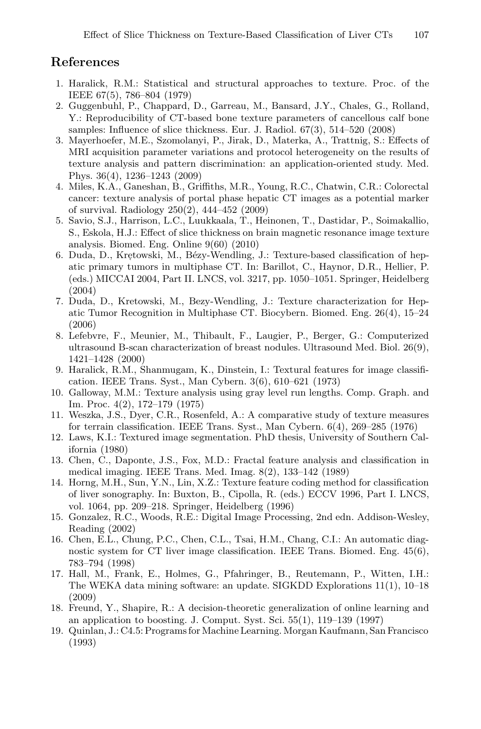## References

1. Haralick, R.M.: Statistical and structural approaches to texture. Proc. of the IEEE 67(5), 786–804 (1979)
2. Guggenbuhl, P., Chappard, D., Garreau, M., Bansard, J.Y., Chales, G., Rolland, Y.: Reproducibility of CT-based bone texture parameters of cancellous calf bone samples: Influence of slice thickness. Eur. J. Radiol. 67(3), 514–520 (2008)
3. Mayerhoefer, M.E., Szomolanyi, P., Jirak, D., Materka, A., Trattnig, S.: Effects of MRI acquisition parameter variations and protocol heterogeneity on the results of texture analysis and pattern discrimination: an application-oriented study. Med. Phys. 36(4), 1236–1243 (2009)
4. Miles, K.A., Ganeshan, B., Griffiths, M.R., Young, R.C., Chatwin, C.R.: Colorectal cancer: texture analysis of portal phase hepatic CT images as a potential marker of survival. Radiology 250(2), 444–452 (2009)
5. Savio, S.J., Harrison, L.C., Luukkaala, T., Heinonen, T., Dastidar, P., Soimakallio, S., Eskola, H.J.: Effect of slice thickness on brain magnetic resonance image texture analysis. Biomed. Eng. Online 9(60) (2010)
6. Duda, D., Krętowski, M., Bézy-Wendling, J.: Texture-based classification of hepatic primary tumors in multiphase CT. In: Barillot, C., Haynor, D.R., Hellier, P. (eds.) MICCAI 2004, Part II. LNCS, vol. 3217, pp. 1050–1051. Springer, Heidelberg (2004)
7. Duda, D., Kretowski, M., Bezy-Wendling, J.: Texture characterization for Hepatic Tumor Recognition in Multiphase CT. Biocybern. Biomed. Eng. 26(4), 15–24 (2006)
8. Lefebvre, F., Meunier, M., Thibault, F., Laugier, P., Berger, G.: Computerized ultrasound B-scan characterization of breast nodules. Ultrasound Med. Biol. 26(9), 1421–1428 (2000)
9. Haralick, R.M., Shanmugam, K., Dinstein, I.: Textural features for image classification. IEEE Trans. Syst., Man Cybern. 3(6), 610–621 (1973)
10. Galloway, M.M.: Texture analysis using gray level run lengths. Comp. Graph. and Im. Proc. 4(2), 172–179 (1975)
11. Weszka, J.S., Dyer, C.R., Rosenfeld, A.: A comparative study of texture measures for terrain classification. IEEE Trans. Syst., Man Cybern. 6(4), 269–285 (1976)
12. Laws, K.I.: Textured image segmentation. PhD thesis, University of Southern California (1980)
13. Chen, C., Daponte, J.S., Fox, M.D.: Fractal feature analysis and classification in medical imaging. IEEE Trans. Med. Imag. 8(2), 133–142 (1989)
14. Horng, M.H., Sun, Y.N., Lin, X.Z.: Texture feature coding method for classification of liver sonography. In: Buxton, B., Cipolla, R. (eds.) ECCV 1996, Part I. LNCS, vol. 1064, pp. 209–218. Springer, Heidelberg (1996)
15. Gonzalez, R.C., Woods, R.E.: Digital Image Processing, 2nd edn. Addison-Wesley, Reading (2002)
16. Chen, E.L., Chung, P.C., Chen, C.L., Tsai, H.M., Chang, C.I.: An automatic diagnostic system for CT liver image classification. IEEE Trans. Biomed. Eng. 45(6), 783–794 (1998)
17. Hall, M., Frank, E., Holmes, G., Pfahringer, B., Reutemann, P., Witten, I.H.: The WEKA data mining software: an update. SIGKDD Explorations 11(1), 10–18 (2009)
18. Freund, Y., Shapire, R.: A decision-theoretic generalization of online learning and an application to boosting. J. Comput. Syst. Sci. 55(1), 119–139 (1997)
19. Quinlan, J.: C4.5: Programs for Machine Learning. Morgan Kaufmann, San Francisco (1993)